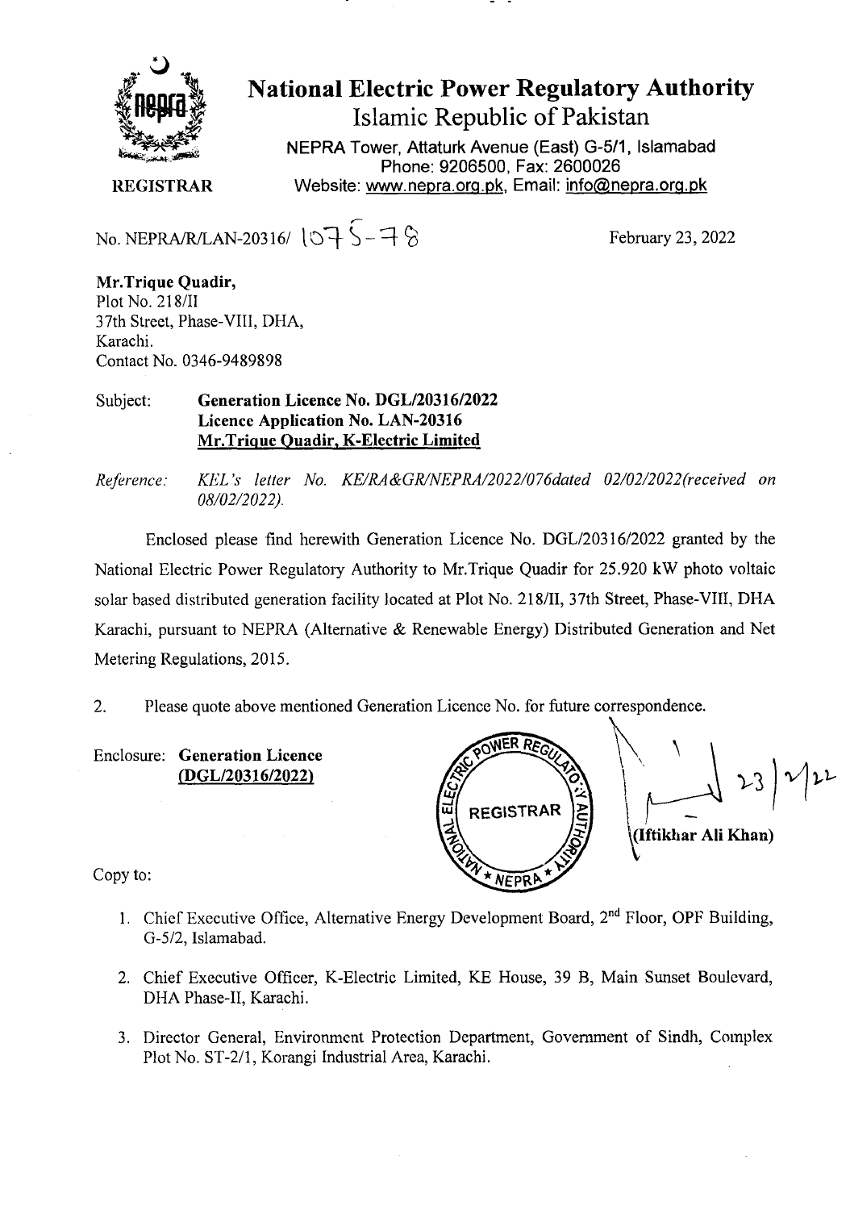# National Electric Power Regulatory Authority

## Islamic Republic of Pakistan

NEPRA Tower, Attaturk Avenue (East) G-5/1, Islamabad
Phone: 9206500, Fax: 2600026
Website: www.nepra.org.pk, Email: info@nepra.org.pk

**REGISTRAR**

No. NEPRA/R/LAN-20316/ 1075-78

February 23, 2022

**Mr.Trique Quadir,**
Plot No. 218/II
37th Street, Phase-VIII, DHA,
Karachi.
Contact No. 0346-9489898

Subject: **Generation Licence No. DGL/20316/2022**
**Licence Application No. LAN-20316**
**Mr.Trique Quadir, K-Electric Limited**

*Reference: KEL's letter No. KE/RA&GR/NEPRA/2022/076dated 02/02/2022(received on 08/02/2022).*

Enclosed please find herewith Generation Licence No. DGL/20316/2022 granted by the National Electric Power Regulatory Authority to Mr.Trique Quadir for 25.920 kW photo voltaic solar based distributed generation facility located at Plot No. 218/II, 37th Street, Phase-VIII, DHA Karachi, pursuant to NEPRA (Alternative & Renewable Energy) Distributed Generation and Net Metering Regulations, 2015.

2. Please quote above mentioned Generation Licence No. for future correspondence.

Enclosure: **Generation Licence**
**(DGL/20316/2022)**

23/2/22

**(Iftikhar Ali Khan)**

Copy to:

1. Chief Executive Office, Alternative Energy Development Board, 2nd Floor, OPF Building, G-5/2, Islamabad.

2. Chief Executive Officer, K-Electric Limited, KE House, 39 B, Main Sunset Boulevard, DHA Phase-II, Karachi.

3. Director General, Environment Protection Department, Government of Sindh, Complex Plot No. ST-2/1, Korangi Industrial Area, Karachi.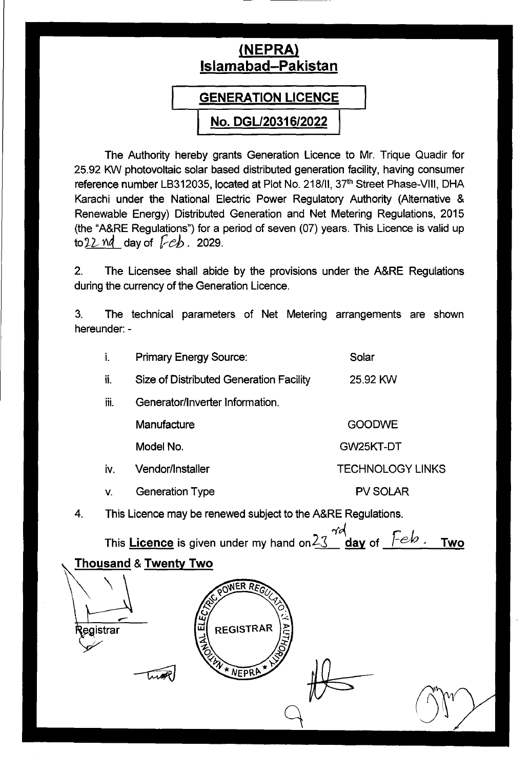# (NEPRA)
# Islamabad–Pakistan

## GENERATION LICENCE

## No. DGL/20316/2022

The Authority hereby grants Generation Licence to Mr. Trique Quadir for 25.92 KW photovoltaic solar based distributed generation facility, having consumer reference number LB312035, located at Plot No. 218/II, 37th Street Phase-VIII, DHA Karachi under the National Electric Power Regulatory Authority (Alternative & Renewable Energy) Distributed Generation and Net Metering Regulations, 2015 (the "A&RE Regulations") for a period of seven (07) years. This Licence is valid up to 22nd day of Feb. 2029.

2. The Licensee shall abide by the provisions under the A&RE Regulations during the currency of the Generation Licence.

3. The technical parameters of Net Metering arrangements are shown hereunder: -

| | | |
|---|---|---|
| i. | Primary Energy Source: | Solar |
| ii. | Size of Distributed Generation Facility | 25.92 KW |
| iii. | Generator/Inverter Information. | |
| | Manufacture | GOODWE |
| | Model No. | GW25KT-DT |
| iv. | Vendor/Installer | TECHNOLOGY LINKS |
| v. | Generation Type | PV SOLAR |

4. This Licence may be renewed subject to the A&RE Regulations.

This **Licence** is given under my hand on 23rd **day** of Feb. **Two Thousand** & **Twenty Two**

Registrar

REGISTRAR
NATIONAL ELECTRIC POWER REGULATORY AUTHORITY
★ NEPRA ★